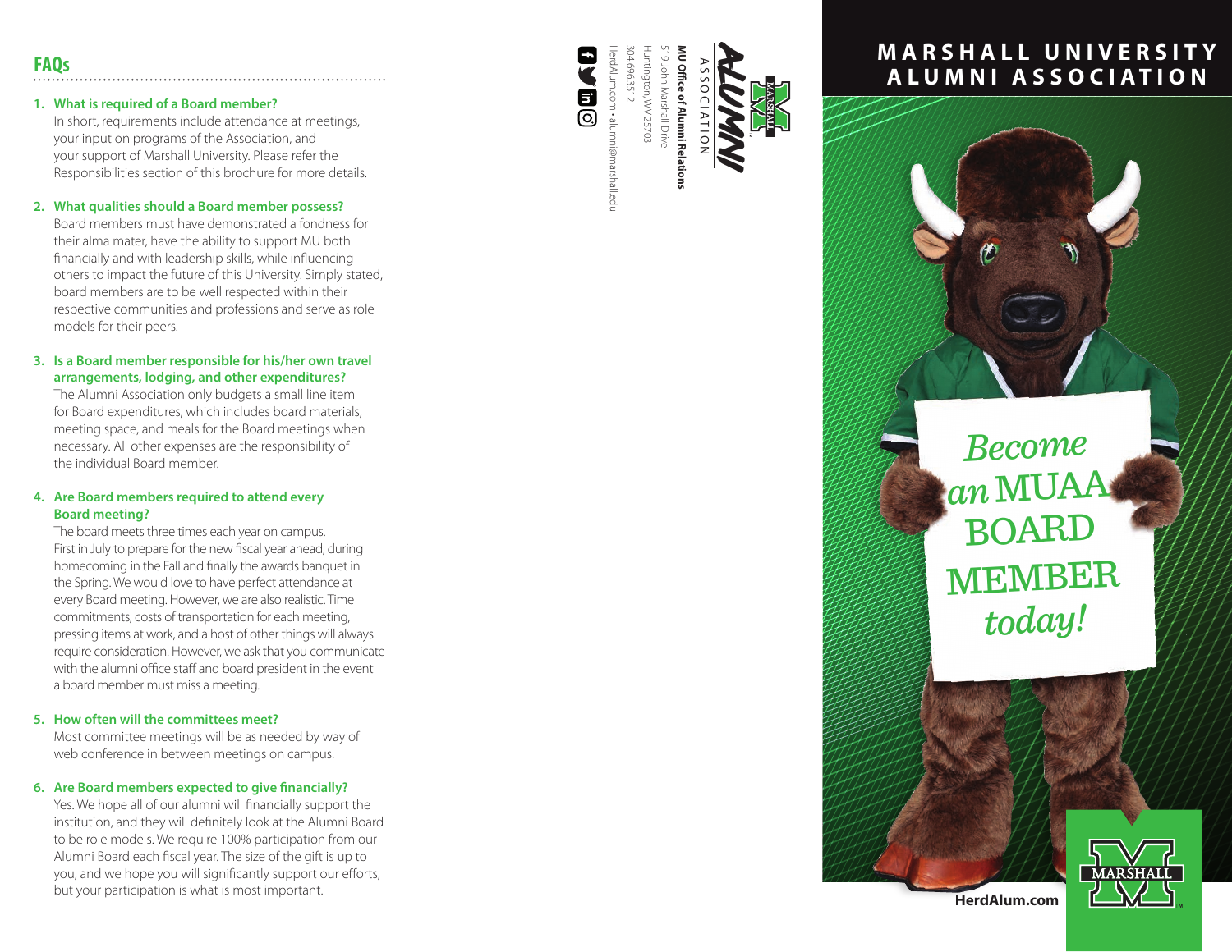## FAQs

1. **What is required of a Board member?**
   In short, requirements include attendance at meetings, your input on programs of the Association, and your support of Marshall University. Please refer the Responsibilities section of this brochure for more details.

2. **What qualities should a Board member possess?**
   Board members must have demonstrated a fondness for their alma mater, have the ability to support MU both financially and with leadership skills, while influencing others to impact the future of this University. Simply stated, board members are to be well respected within their respective communities and professions and serve as role models for their peers.

3. **Is a Board member responsible for his/her own travel arrangements, lodging, and other expenditures?**
   The Alumni Association only budgets a small line item for Board expenditures, which includes board materials, meeting space, and meals for the Board meetings when necessary. All other expenses are the responsibility of the individual Board member.

4. **Are Board members required to attend every Board meeting?**
   The board meets three times each year on campus. First in July to prepare for the new fiscal year ahead, during homecoming in the Fall and finally the awards banquet in the Spring. We would love to have perfect attendance at every Board meeting. However, we are also realistic. Time commitments, costs of transportation for each meeting, pressing items at work, and a host of other things will always require consideration. However, we ask that you communicate with the alumni office staff and board president in the event a board member must miss a meeting.

5. **How often will the committees meet?**
   Most committee meetings will be as needed by way of web conference in between meetings on campus.

6. **Are Board members expected to give financially?**
   Yes. We hope all of our alumni will financially support the institution, and they will definitely look at the Alumni Board to be role models. We require 100% participation from our Alumni Board each fiscal year. The size of the gift is up to you, and we hope you will significantly support our efforts, but your participation is what is most important.

MARSHALL ALUMNI ASSOCIATION

**MU Office of Alumni Relations**
519 John Marshall Drive
Huntington, WV 25703
304.696.3512
HerdAlum.com • alumni@marshall.edu

# MARSHALL UNIVERSITY ALUMNI ASSOCIATION

*Become an* MUAA BOARD MEMBER *today!*

**HerdAlum.com**

MARSHALL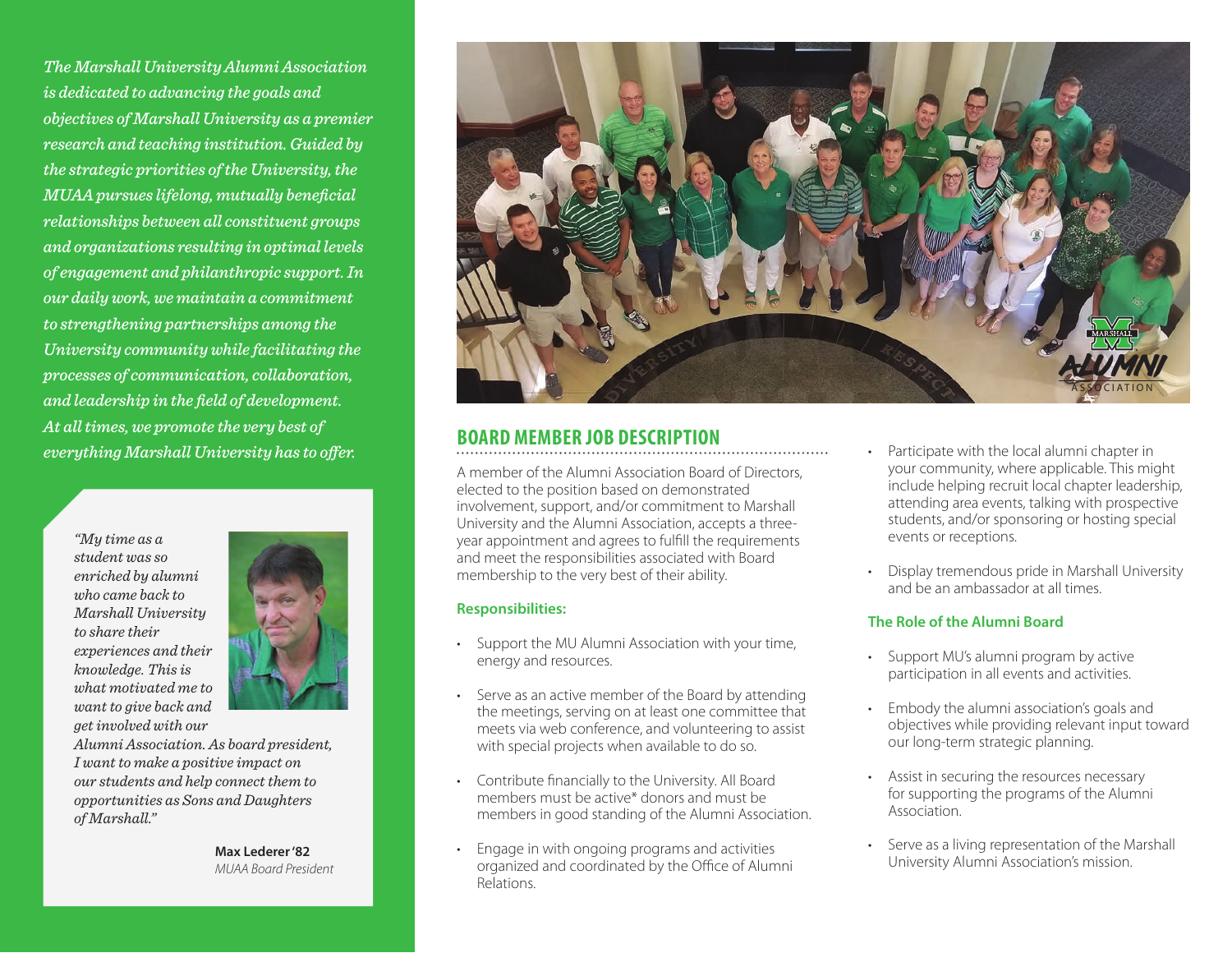*The Marshall University Alumni Association is dedicated to advancing the goals and objectives of Marshall University as a premier research and teaching institution. Guided by the strategic priorities of the University, the MUAA pursues lifelong, mutually beneficial relationships between all constituent groups and organizations resulting in optimal levels of engagement and philanthropic support. In our daily work, we maintain a commitment to strengthening partnerships among the University community while facilitating the processes of communication, collaboration, and leadership in the field of development. At all times, we promote the very best of everything Marshall University has to offer.*

*"My time as a student was so enriched by alumni who came back to Marshall University to share their experiences and their knowledge. This is what motivated me to want to give back and get involved with our Alumni Association. As board president, I want to make a positive impact on our students and help connect them to opportunities as Sons and Daughters of Marshall."*

**Max Lederer '82**
*MUAA Board President*

## BOARD MEMBER JOB DESCRIPTION

A member of the Alumni Association Board of Directors, elected to the position based on demonstrated involvement, support, and/or commitment to Marshall University and the Alumni Association, accepts a three-year appointment and agrees to fulfill the requirements and meet the responsibilities associated with Board membership to the very best of their ability.

### Responsibilities:

- Support the MU Alumni Association with your time, energy and resources.
- Serve as an active member of the Board by attending the meetings, serving on at least one committee that meets via web conference, and volunteering to assist with special projects when available to do so.
- Contribute financially to the University. All Board members must be active* donors and must be members in good standing of the Alumni Association.
- Engage in with ongoing programs and activities organized and coordinated by the Office of Alumni Relations.
- Participate with the local alumni chapter in your community, where applicable. This might include helping recruit local chapter leadership, attending area events, talking with prospective students, and/or sponsoring or hosting special events or receptions.
- Display tremendous pride in Marshall University and be an ambassador at all times.

### The Role of the Alumni Board

- Support MU's alumni program by active participation in all events and activities.
- Embody the alumni association's goals and objectives while providing relevant input toward our long-term strategic planning.
- Assist in securing the resources necessary for supporting the programs of the Alumni Association.
- Serve as a living representation of the Marshall University Alumni Association's mission.